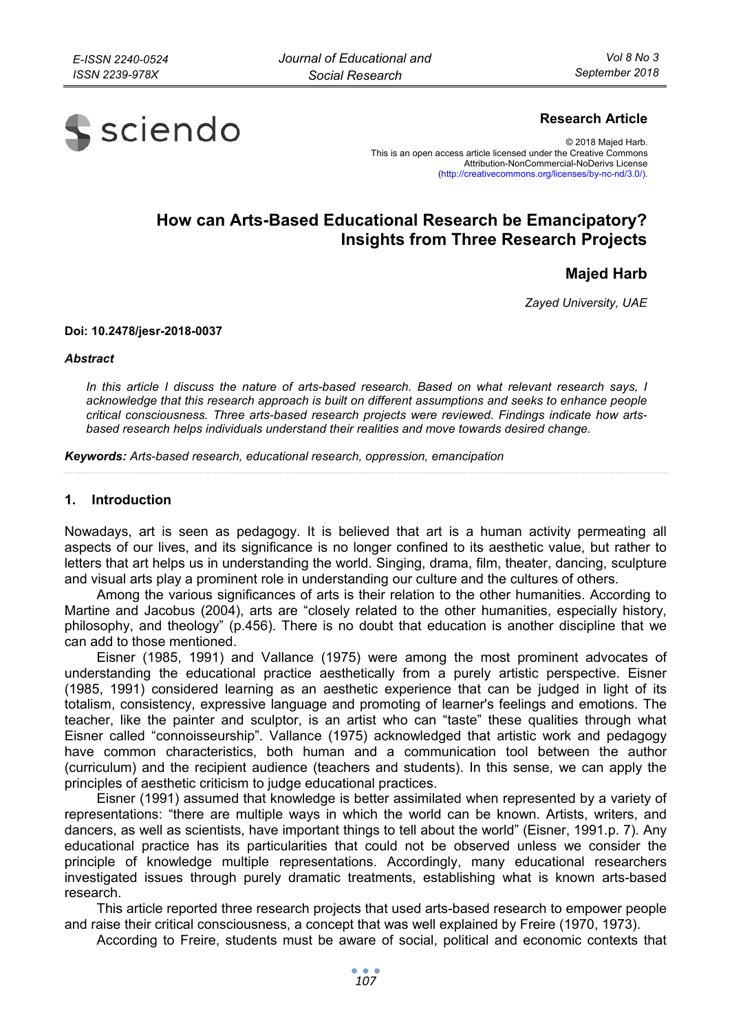**Research Article**

© 2018 Majed Harb.
This is an open access article licensed under the Creative Commons Attribution-NonCommercial-NoDerivs License (http://creativecommons.org/licenses/by-nc-nd/3.0/).

# How can Arts-Based Educational Research be Emancipatory? Insights from Three Research Projects

**Majed Harb**

*Zayed University, UAE*

**Doi: 10.2478/jesr-2018-0037**

***Abstract***

*In this article I discuss the nature of arts-based research. Based on what relevant research says, I acknowledge that this research approach is built on different assumptions and seeks to enhance people critical consciousness. Three arts-based research projects were reviewed. Findings indicate how arts-based research helps individuals understand their realities and move towards desired change.*

***Keywords:*** *Arts-based research, educational research, oppression, emancipation*

## 1. Introduction

Nowadays, art is seen as pedagogy. It is believed that art is a human activity permeating all aspects of our lives, and its significance is no longer confined to its aesthetic value, but rather to letters that art helps us in understanding the world. Singing, drama, film, theater, dancing, sculpture and visual arts play a prominent role in understanding our culture and the cultures of others.

Among the various significances of arts is their relation to the other humanities. According to Martine and Jacobus (2004), arts are "closely related to the other humanities, especially history, philosophy, and theology" (p.456). There is no doubt that education is another discipline that we can add to those mentioned.

Eisner (1985, 1991) and Vallance (1975) were among the most prominent advocates of understanding the educational practice aesthetically from a purely artistic perspective. Eisner (1985, 1991) considered learning as an aesthetic experience that can be judged in light of its totalism, consistency, expressive language and promoting of learner's feelings and emotions. The teacher, like the painter and sculptor, is an artist who can "taste" these qualities through what Eisner called "connoisseurship". Vallance (1975) acknowledged that artistic work and pedagogy have common characteristics, both human and a communication tool between the author (curriculum) and the recipient audience (teachers and students). In this sense, we can apply the principles of aesthetic criticism to judge educational practices.

Eisner (1991) assumed that knowledge is better assimilated when represented by a variety of representations: "there are multiple ways in which the world can be known. Artists, writers, and dancers, as well as scientists, have important things to tell about the world" (Eisner, 1991.p. 7). Any educational practice has its particularities that could not be observed unless we consider the principle of knowledge multiple representations. Accordingly, many educational researchers investigated issues through purely dramatic treatments, establishing what is known arts-based research.

This article reported three research projects that used arts-based research to empower people and raise their critical consciousness, a concept that was well explained by Freire (1970, 1973).

According to Freire, students must be aware of social, political and economic contexts that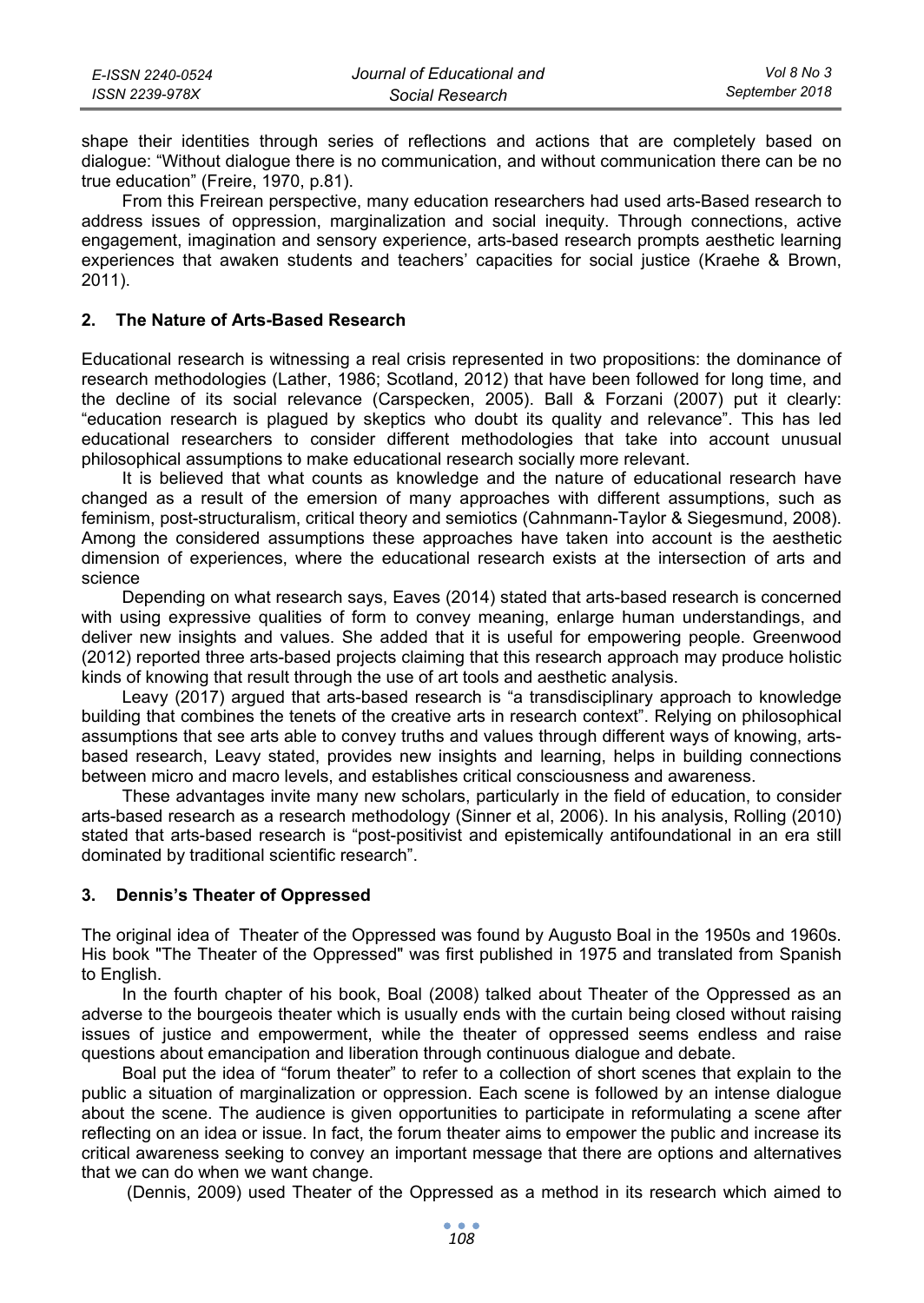shape their identities through series of reflections and actions that are completely based on dialogue: "Without dialogue there is no communication, and without communication there can be no true education" (Freire, 1970, p.81).

From this Freirean perspective, many education researchers had used arts-Based research to address issues of oppression, marginalization and social inequity. Through connections, active engagement, imagination and sensory experience, arts-based research prompts aesthetic learning experiences that awaken students and teachers' capacities for social justice (Kraehe & Brown, 2011).

## 2. The Nature of Arts-Based Research

Educational research is witnessing a real crisis represented in two propositions: the dominance of research methodologies (Lather, 1986; Scotland, 2012) that have been followed for long time, and the decline of its social relevance (Carspecken, 2005). Ball & Forzani (2007) put it clearly: "education research is plagued by skeptics who doubt its quality and relevance". This has led educational researchers to consider different methodologies that take into account unusual philosophical assumptions to make educational research socially more relevant.

It is believed that what counts as knowledge and the nature of educational research have changed as a result of the emersion of many approaches with different assumptions, such as feminism, post-structuralism, critical theory and semiotics (Cahnmann-Taylor & Siegesmund, 2008). Among the considered assumptions these approaches have taken into account is the aesthetic dimension of experiences, where the educational research exists at the intersection of arts and science

Depending on what research says, Eaves (2014) stated that arts-based research is concerned with using expressive qualities of form to convey meaning, enlarge human understandings, and deliver new insights and values. She added that it is useful for empowering people. Greenwood (2012) reported three arts-based projects claiming that this research approach may produce holistic kinds of knowing that result through the use of art tools and aesthetic analysis.

Leavy (2017) argued that arts-based research is "a transdisciplinary approach to knowledge building that combines the tenets of the creative arts in research context". Relying on philosophical assumptions that see arts able to convey truths and values through different ways of knowing, arts-based research, Leavy stated, provides new insights and learning, helps in building connections between micro and macro levels, and establishes critical consciousness and awareness.

These advantages invite many new scholars, particularly in the field of education, to consider arts-based research as a research methodology (Sinner et al, 2006). In his analysis, Rolling (2010) stated that arts-based research is "post-positivist and epistemically antifoundational in an era still dominated by traditional scientific research".

## 3. Dennis's Theater of Oppressed

The original idea of Theater of the Oppressed was found by Augusto Boal in the 1950s and 1960s. His book "The Theater of the Oppressed" was first published in 1975 and translated from Spanish to English.

In the fourth chapter of his book, Boal (2008) talked about Theater of the Oppressed as an adverse to the bourgeois theater which is usually ends with the curtain being closed without raising issues of justice and empowerment, while the theater of oppressed seems endless and raise questions about emancipation and liberation through continuous dialogue and debate.

Boal put the idea of "forum theater" to refer to a collection of short scenes that explain to the public a situation of marginalization or oppression. Each scene is followed by an intense dialogue about the scene. The audience is given opportunities to participate in reformulating a scene after reflecting on an idea or issue. In fact, the forum theater aims to empower the public and increase its critical awareness seeking to convey an important message that there are options and alternatives that we can do when we want change.

(Dennis, 2009) used Theater of the Oppressed as a method in its research which aimed to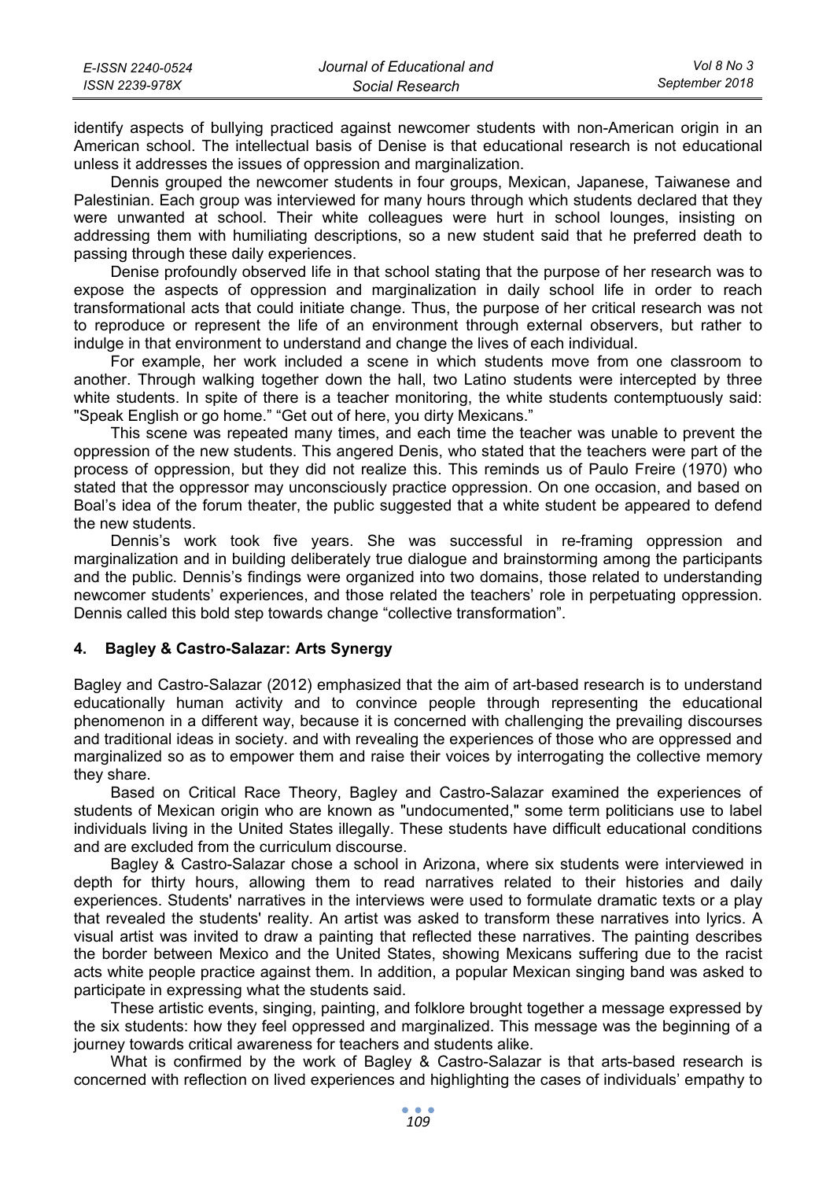identify aspects of bullying practiced against newcomer students with non-American origin in an American school. The intellectual basis of Denise is that educational research is not educational unless it addresses the issues of oppression and marginalization.

Dennis grouped the newcomer students in four groups, Mexican, Japanese, Taiwanese and Palestinian. Each group was interviewed for many hours through which students declared that they were unwanted at school. Their white colleagues were hurt in school lounges, insisting on addressing them with humiliating descriptions, so a new student said that he preferred death to passing through these daily experiences.

Denise profoundly observed life in that school stating that the purpose of her research was to expose the aspects of oppression and marginalization in daily school life in order to reach transformational acts that could initiate change. Thus, the purpose of her critical research was not to reproduce or represent the life of an environment through external observers, but rather to indulge in that environment to understand and change the lives of each individual.

For example, her work included a scene in which students move from one classroom to another. Through walking together down the hall, two Latino students were intercepted by three white students. In spite of there is a teacher monitoring, the white students contemptuously said: "Speak English or go home." "Get out of here, you dirty Mexicans."

This scene was repeated many times, and each time the teacher was unable to prevent the oppression of the new students. This angered Denis, who stated that the teachers were part of the process of oppression, but they did not realize this. This reminds us of Paulo Freire (1970) who stated that the oppressor may unconsciously practice oppression. On one occasion, and based on Boal's idea of the forum theater, the public suggested that a white student be appeared to defend the new students.

Dennis's work took five years. She was successful in re-framing oppression and marginalization and in building deliberately true dialogue and brainstorming among the participants and the public. Dennis's findings were organized into two domains, those related to understanding newcomer students' experiences, and those related the teachers' role in perpetuating oppression. Dennis called this bold step towards change "collective transformation".

## 4. Bagley & Castro-Salazar: Arts Synergy

Bagley and Castro-Salazar (2012) emphasized that the aim of art-based research is to understand educationally human activity and to convince people through representing the educational phenomenon in a different way, because it is concerned with challenging the prevailing discourses and traditional ideas in society. and with revealing the experiences of those who are oppressed and marginalized so as to empower them and raise their voices by interrogating the collective memory they share.

Based on Critical Race Theory, Bagley and Castro-Salazar examined the experiences of students of Mexican origin who are known as "undocumented," some term politicians use to label individuals living in the United States illegally. These students have difficult educational conditions and are excluded from the curriculum discourse.

Bagley & Castro-Salazar chose a school in Arizona, where six students were interviewed in depth for thirty hours, allowing them to read narratives related to their histories and daily experiences. Students' narratives in the interviews were used to formulate dramatic texts or a play that revealed the students' reality. An artist was asked to transform these narratives into lyrics. A visual artist was invited to draw a painting that reflected these narratives. The painting describes the border between Mexico and the United States, showing Mexicans suffering due to the racist acts white people practice against them. In addition, a popular Mexican singing band was asked to participate in expressing what the students said.

These artistic events, singing, painting, and folklore brought together a message expressed by the six students: how they feel oppressed and marginalized. This message was the beginning of a journey towards critical awareness for teachers and students alike.

What is confirmed by the work of Bagley & Castro-Salazar is that arts-based research is concerned with reflection on lived experiences and highlighting the cases of individuals' empathy to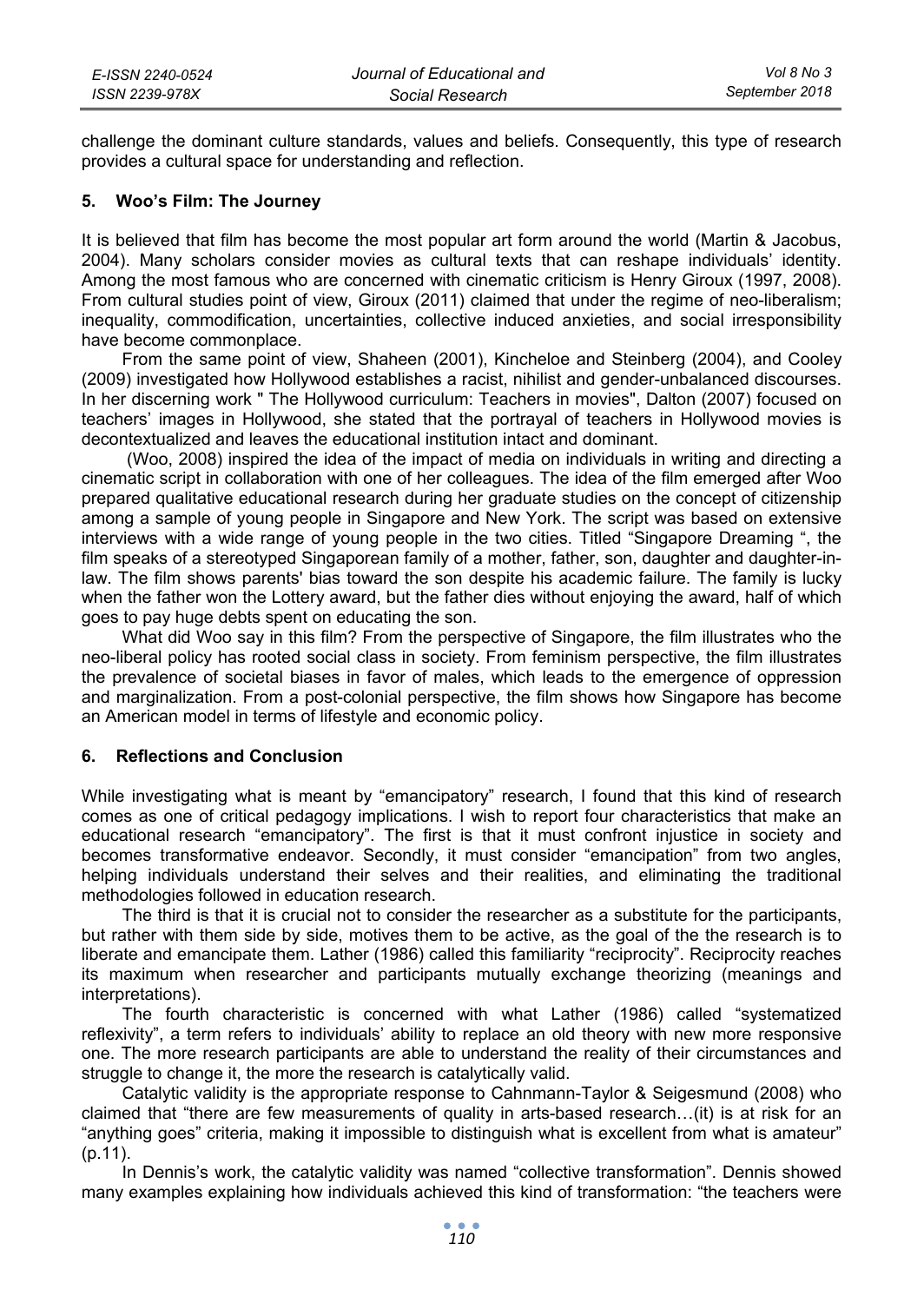challenge the dominant culture standards, values and beliefs. Consequently, this type of research provides a cultural space for understanding and reflection.

## 5. Woo's Film: The Journey

It is believed that film has become the most popular art form around the world (Martin & Jacobus, 2004). Many scholars consider movies as cultural texts that can reshape individuals' identity. Among the most famous who are concerned with cinematic criticism is Henry Giroux (1997, 2008). From cultural studies point of view, Giroux (2011) claimed that under the regime of neo-liberalism; inequality, commodification, uncertainties, collective induced anxieties, and social irresponsibility have become commonplace.

From the same point of view, Shaheen (2001), Kincheloe and Steinberg (2004), and Cooley (2009) investigated how Hollywood establishes a racist, nihilist and gender-unbalanced discourses. In her discerning work " The Hollywood curriculum: Teachers in movies", Dalton (2007) focused on teachers' images in Hollywood, she stated that the portrayal of teachers in Hollywood movies is decontextualized and leaves the educational institution intact and dominant.

(Woo, 2008) inspired the idea of the impact of media on individuals in writing and directing a cinematic script in collaboration with one of her colleagues. The idea of the film emerged after Woo prepared qualitative educational research during her graduate studies on the concept of citizenship among a sample of young people in Singapore and New York. The script was based on extensive interviews with a wide range of young people in the two cities. Titled "Singapore Dreaming ", the film speaks of a stereotyped Singaporean family of a mother, father, son, daughter and daughter-in-law. The film shows parents' bias toward the son despite his academic failure. The family is lucky when the father won the Lottery award, but the father dies without enjoying the award, half of which goes to pay huge debts spent on educating the son.

What did Woo say in this film? From the perspective of Singapore, the film illustrates who the neo-liberal policy has rooted social class in society. From feminism perspective, the film illustrates the prevalence of societal biases in favor of males, which leads to the emergence of oppression and marginalization. From a post-colonial perspective, the film shows how Singapore has become an American model in terms of lifestyle and economic policy.

## 6. Reflections and Conclusion

While investigating what is meant by "emancipatory" research, I found that this kind of research comes as one of critical pedagogy implications. I wish to report four characteristics that make an educational research "emancipatory". The first is that it must confront injustice in society and becomes transformative endeavor. Secondly, it must consider "emancipation" from two angles, helping individuals understand their selves and their realities, and eliminating the traditional methodologies followed in education research.

The third is that it is crucial not to consider the researcher as a substitute for the participants, but rather with them side by side, motives them to be active, as the goal of the the research is to liberate and emancipate them. Lather (1986) called this familiarity "reciprocity". Reciprocity reaches its maximum when researcher and participants mutually exchange theorizing (meanings and interpretations).

The fourth characteristic is concerned with what Lather (1986) called "systematized reflexivity", a term refers to individuals' ability to replace an old theory with new more responsive one. The more research participants are able to understand the reality of their circumstances and struggle to change it, the more the research is catalytically valid.

Catalytic validity is the appropriate response to Cahnmann-Taylor & Seigesmund (2008) who claimed that "there are few measurements of quality in arts-based research…(it) is at risk for an "anything goes" criteria, making it impossible to distinguish what is excellent from what is amateur" (p.11).

In Dennis's work, the catalytic validity was named "collective transformation". Dennis showed many examples explaining how individuals achieved this kind of transformation: "the teachers were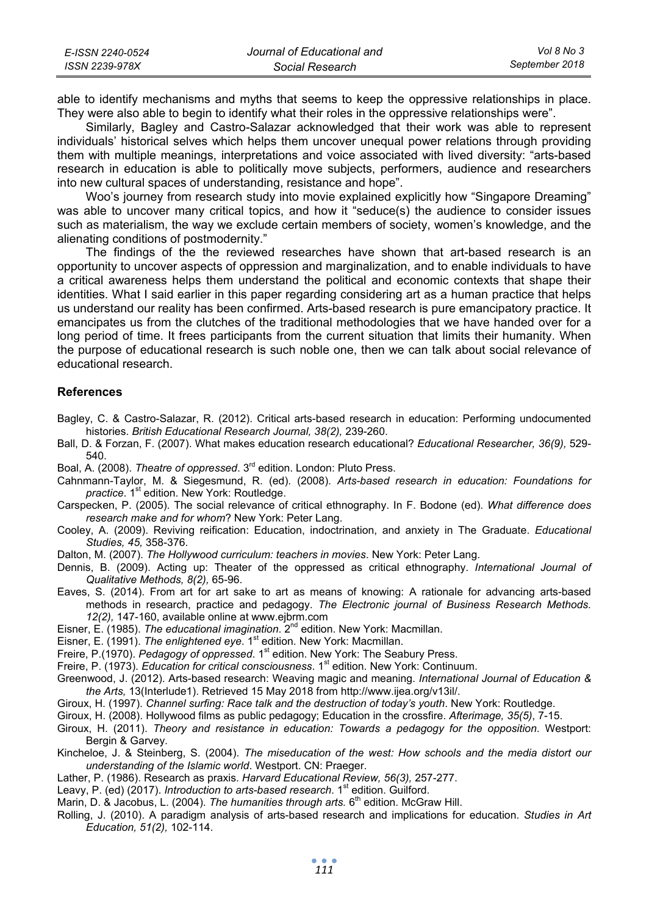able to identify mechanisms and myths that seems to keep the oppressive relationships in place. They were also able to begin to identify what their roles in the oppressive relationships were".

Similarly, Bagley and Castro-Salazar acknowledged that their work was able to represent individuals' historical selves which helps them uncover unequal power relations through providing them with multiple meanings, interpretations and voice associated with lived diversity: "arts-based research in education is able to politically move subjects, performers, audience and researchers into new cultural spaces of understanding, resistance and hope".

Woo's journey from research study into movie explained explicitly how "Singapore Dreaming" was able to uncover many critical topics, and how it "seduce(s) the audience to consider issues such as materialism, the way we exclude certain members of society, women's knowledge, and the alienating conditions of postmodernity."

The findings of the the reviewed researches have shown that art-based research is an opportunity to uncover aspects of oppression and marginalization, and to enable individuals to have a critical awareness helps them understand the political and economic contexts that shape their identities. What I said earlier in this paper regarding considering art as a human practice that helps us understand our reality has been confirmed. Arts-based research is pure emancipatory practice. It emancipates us from the clutches of the traditional methodologies that we have handed over for a long period of time. It frees participants from the current situation that limits their humanity. When the purpose of educational research is such noble one, then we can talk about social relevance of educational research.

## References

Bagley, C. & Castro-Salazar, R. (2012). Critical arts-based research in education: Performing undocumented histories. *British Educational Research Journal, 38(2),* 239-260.

Ball, D. & Forzan, F. (2007). What makes education research educational? *Educational Researcher, 36(9),* 529-540.

Boal, A. (2008). *Theatre of oppressed*. 3rd edition. London: Pluto Press.

Cahnmann-Taylor, M. & Siegesmund, R. (ed). (2008). *Arts-based research in education: Foundations for practice*. 1st edition. New York: Routledge.

Carspecken, P. (2005). The social relevance of critical ethnography. In F. Bodone (ed). *What difference does research make and for whom*? New York: Peter Lang.

Cooley, A. (2009). Reviving reification: Education, indoctrination, and anxiety in The Graduate. *Educational Studies, 45,* 358-376.

Dalton, M. (2007). *The Hollywood curriculum: teachers in movies*. New York: Peter Lang.

Dennis, B. (2009). Acting up: Theater of the oppressed as critical ethnography. *International Journal of Qualitative Methods, 8(2),* 65-96.

Eaves, S. (2014). From art for art sake to art as means of knowing: A rationale for advancing arts-based methods in research, practice and pedagogy. *The Electronic journal of Business Research Methods. 12(2),* 147-160, available online at www.ejbrm.com

Eisner, E. (1985). *The educational imagination*. 2nd edition. New York: Macmillan.

Eisner, E. (1991). *The enlightened eye*. 1st edition. New York: Macmillan.

Freire, P.(1970). *Pedagogy of oppressed*. 1st edition. New York: The Seabury Press.

Freire, P. (1973). *Education for critical consciousness*. 1st edition. New York: Continuum.

Greenwood, J. (2012). Arts-based research: Weaving magic and meaning. *International Journal of Education & the Arts,* 13(Interlude1). Retrieved 15 May 2018 from http://www.ijea.org/v13il/.

Giroux, H. (1997). *Channel surfing: Race talk and the destruction of today's youth*. New York: Routledge.

Giroux, H. (2008). Hollywood films as public pedagogy; Education in the crossfire. *Afterimage, 35(5)*, 7-15.

Giroux, H. (2011). *Theory and resistance in education: Towards a pedagogy for the opposition*. Westport: Bergin & Garvey.

Kincheloe, J. & Steinberg, S. (2004). *The miseducation of the west: How schools and the media distort our understanding of the Islamic world*. Westport. CN: Praeger.

Lather, P. (1986). Research as praxis. *Harvard Educational Review, 56(3),* 257-277.

Leavy, P. (ed) (2017). *Introduction to arts-based research*. 1st edition. Guilford.

Marin, D. & Jacobus, L. (2004). *The humanities through arts.* 6th edition. McGraw Hill.

Rolling, J. (2010). A paradigm analysis of arts-based research and implications for education. *Studies in Art Education, 51(2),* 102-114.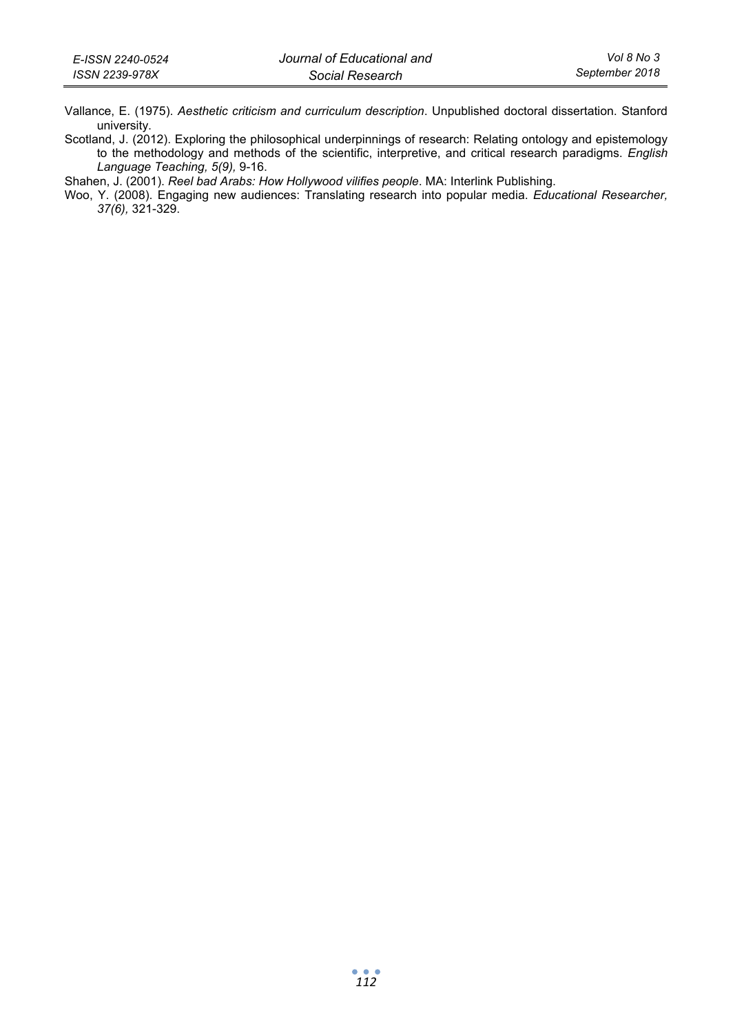Vallance, E. (1975). *Aesthetic criticism and curriculum description*. Unpublished doctoral dissertation. Stanford university.

Scotland, J. (2012). Exploring the philosophical underpinnings of research: Relating ontology and epistemology to the methodology and methods of the scientific, interpretive, and critical research paradigms. *English Language Teaching, 5(9),* 9-16.

Shahen, J. (2001). *Reel bad Arabs: How Hollywood vilifies people*. MA: Interlink Publishing.

Woo, Y. (2008). Engaging new audiences: Translating research into popular media. *Educational Researcher, 37(6),* 321-329.